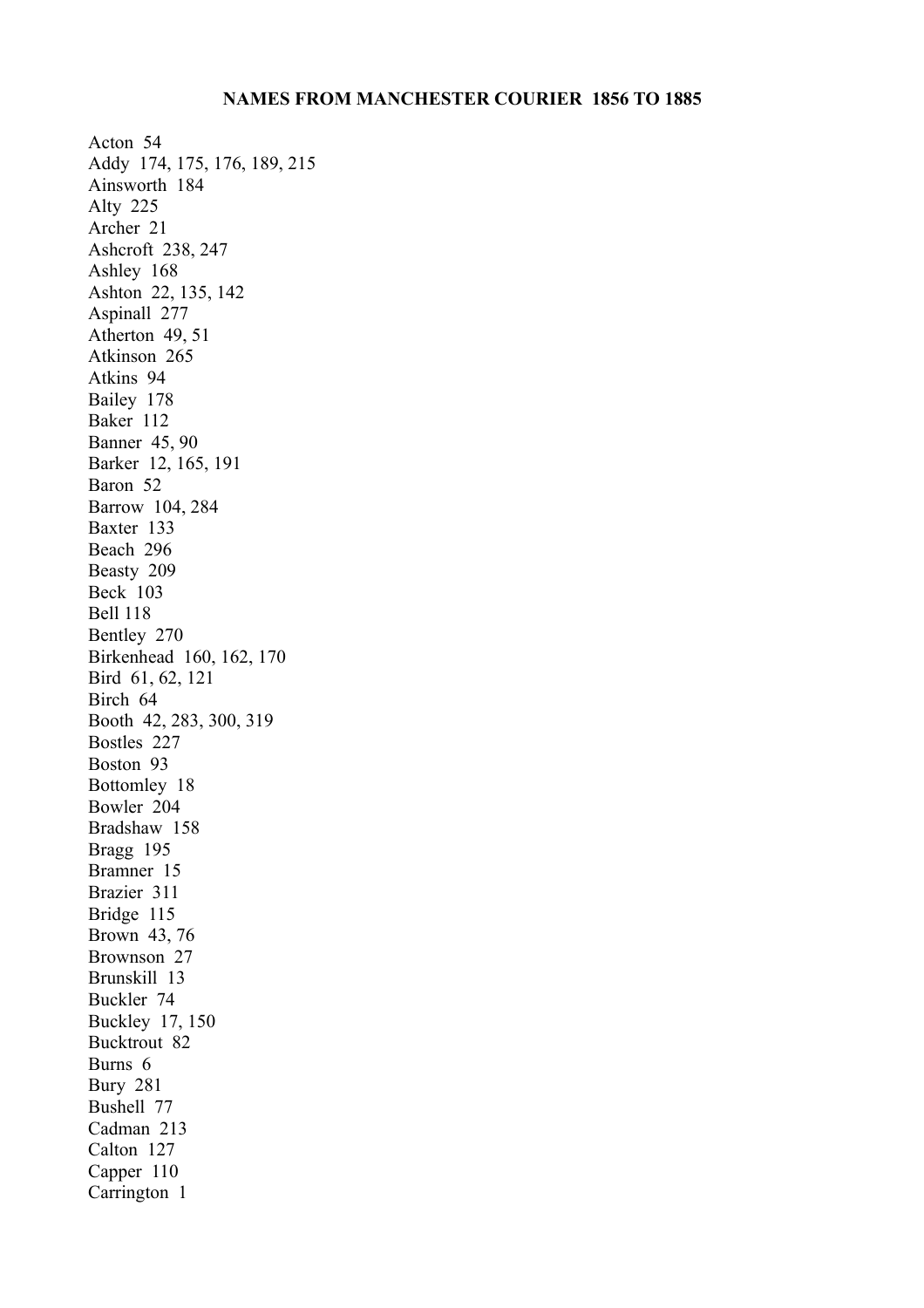# NAMES FROM MANCHESTER COURIER 1856 TO 1885

Acton 54
Addy 174, 175, 176, 189, 215
Ainsworth 184
Alty 225
Archer 21
Ashcroft 238, 247
Ashley 168
Ashton 22, 135, 142
Aspinall 277
Atherton 49, 51
Atkinson 265
Atkins 94
Bailey 178
Baker 112
Banner 45, 90
Barker 12, 165, 191
Baron 52
Barrow 104, 284
Baxter 133
Beach 296
Beasty 209
Beck 103
Bell 118
Bentley 270
Birkenhead 160, 162, 170
Bird 61, 62, 121
Birch 64
Booth 42, 283, 300, 319
Bostles 227
Boston 93
Bottomley 18
Bowler 204
Bradshaw 158
Bragg 195
Bramner 15
Brazier 311
Bridge 115
Brown 43, 76
Brownson 27
Brunskill 13
Buckler 74
Buckley 17, 150
Bucktrout 82
Burns 6
Bury 281
Bushell 77
Cadman 213
Calton 127
Capper 110
Carrington 1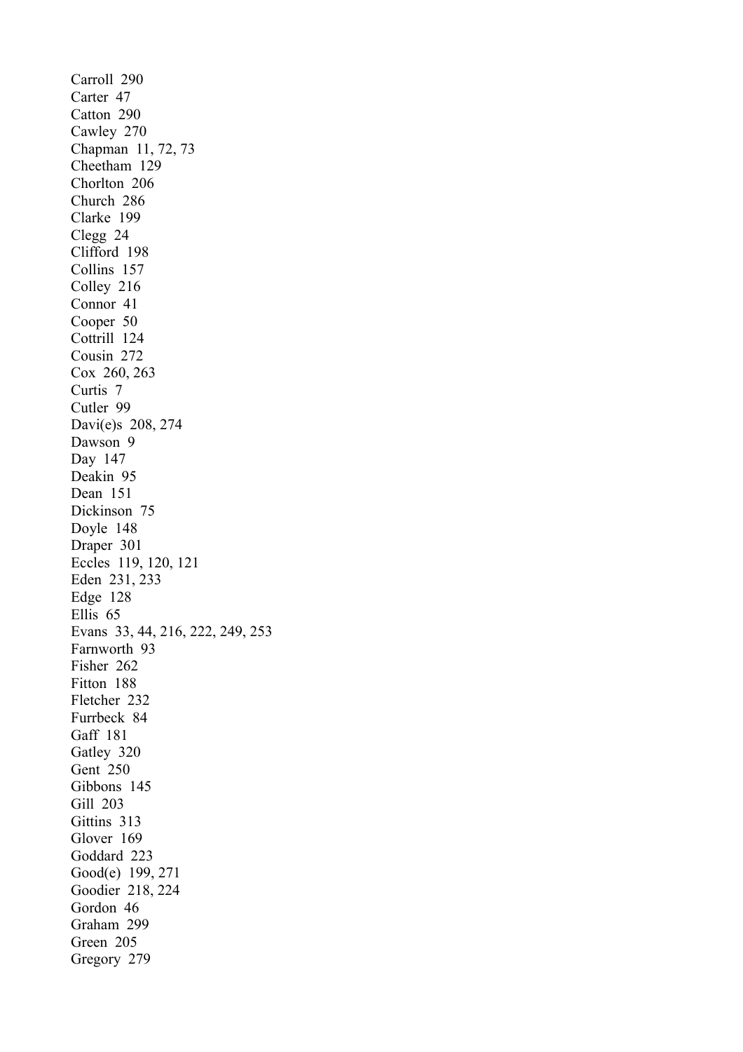Carroll 290  
Carter 47  
Catton 290  
Cawley 270  
Chapman 11, 72, 73  
Cheetham 129  
Chorlton 206  
Church 286  
Clarke 199  
Clegg 24  
Clifford 198  
Collins 157  
Colley 216  
Connor 41  
Cooper 50  
Cottrill 124  
Cousin 272  
Cox 260, 263  
Curtis 7  
Cutler 99  
Davi(e)s 208, 274  
Dawson 9  
Day 147  
Deakin 95  
Dean 151  
Dickinson 75  
Doyle 148  
Draper 301  
Eccles 119, 120, 121  
Eden 231, 233  
Edge 128  
Ellis 65  
Evans 33, 44, 216, 222, 249, 253  
Farnworth 93  
Fisher 262  
Fitton 188  
Fletcher 232  
Furrbeck 84  
Gaff 181  
Gatley 320  
Gent 250  
Gibbons 145  
Gill 203  
Gittins 313  
Glover 169  
Goddard 223  
Good(e) 199, 271  
Goodier 218, 224  
Gordon 46  
Graham 299  
Green 205  
Gregory 279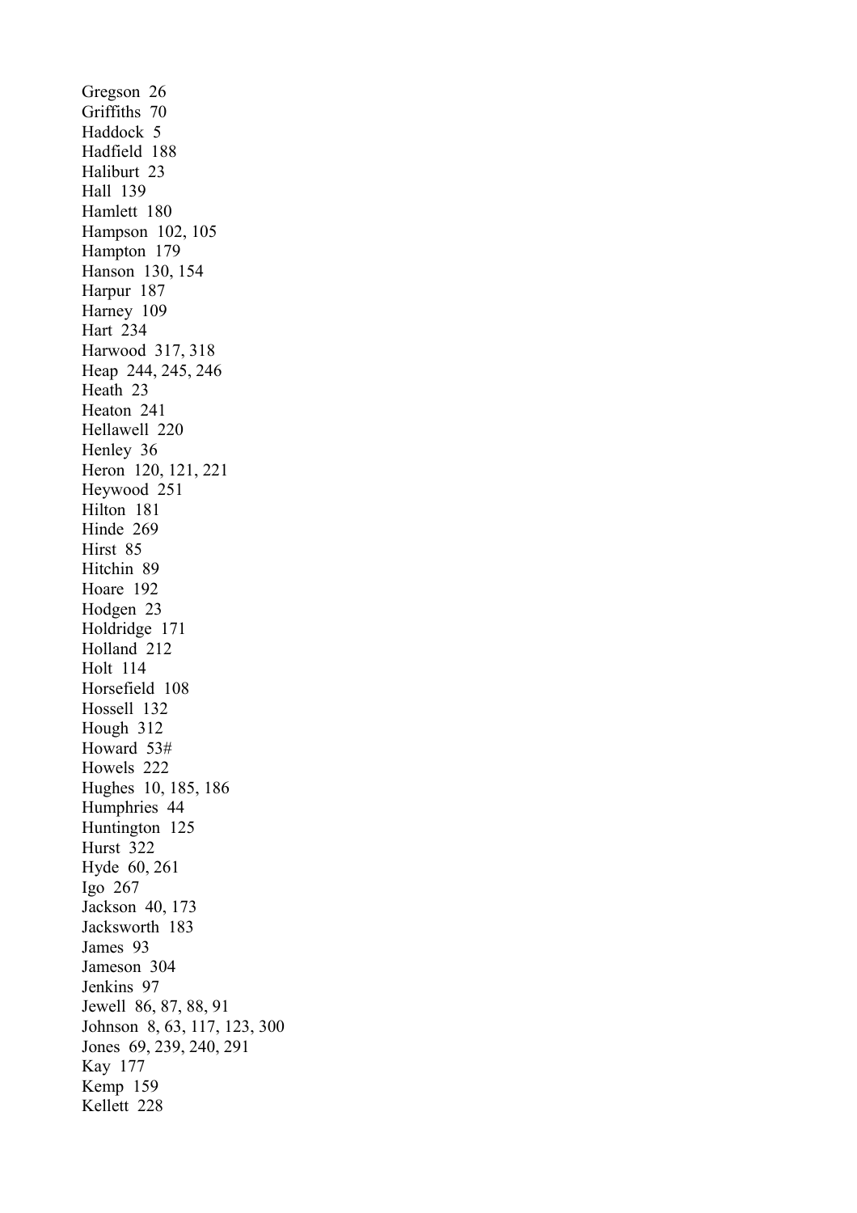Gregson 26
Griffiths 70
Haddock 5
Hadfield 188
Haliburt 23
Hall 139
Hamlett 180
Hampson 102, 105
Hampton 179
Hanson 130, 154
Harpur 187
Harney 109
Hart 234
Harwood 317, 318
Heap 244, 245, 246
Heath 23
Heaton 241
Hellawell 220
Henley 36
Heron 120, 121, 221
Heywood 251
Hilton 181
Hinde 269
Hirst 85
Hitchin 89
Hoare 192
Hodgen 23
Holdridge 171
Holland 212
Holt 114
Horsefield 108
Hossell 132
Hough 312
Howard 53#
Howels 222
Hughes 10, 185, 186
Humphries 44
Huntington 125
Hurst 322
Hyde 60, 261
Igo 267
Jackson 40, 173
Jacksworth 183
James 93
Jameson 304
Jenkins 97
Jewell 86, 87, 88, 91
Johnson 8, 63, 117, 123, 300
Jones 69, 239, 240, 291
Kay 177
Kemp 159
Kellett 228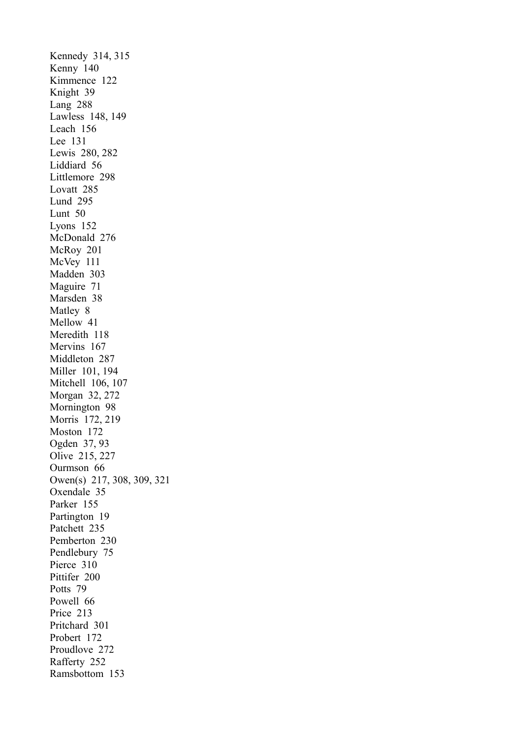Kennedy 314, 315
Kenny 140
Kimmence 122
Knight 39
Lang 288
Lawless 148, 149
Leach 156
Lee 131
Lewis 280, 282
Liddiard 56
Littlemore 298
Lovatt 285
Lund 295
Lunt 50
Lyons 152
McDonald 276
McRoy 201
McVey 111
Madden 303
Maguire 71
Marsden 38
Matley 8
Mellow 41
Meredith 118
Mervins 167
Middleton 287
Miller 101, 194
Mitchell 106, 107
Morgan 32, 272
Mornington 98
Morris 172, 219
Moston 172
Ogden 37, 93
Olive 215, 227
Ourmson 66
Owen(s) 217, 308, 309, 321
Oxendale 35
Parker 155
Partington 19
Patchett 235
Pemberton 230
Pendlebury 75
Pierce 310
Pittifer 200
Potts 79
Powell 66
Price 213
Pritchard 301
Probert 172
Proudlove 272
Rafferty 252
Ramsbottom 153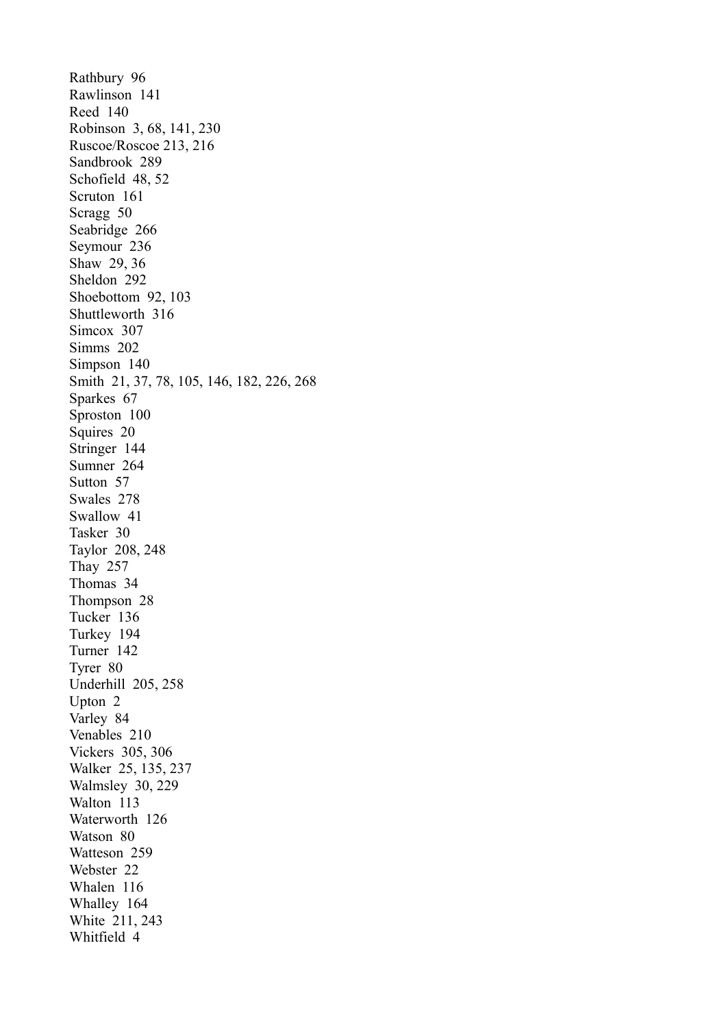Rathbury 96
Rawlinson 141
Reed 140
Robinson 3, 68, 141, 230
Ruscoe/Roscoe 213, 216
Sandbrook 289
Schofield 48, 52
Scruton 161
Scragg 50
Seabridge 266
Seymour 236
Shaw 29, 36
Sheldon 292
Shoebottom 92, 103
Shuttleworth 316
Simcox 307
Simms 202
Simpson 140
Smith 21, 37, 78, 105, 146, 182, 226, 268
Sparkes 67
Sproston 100
Squires 20
Stringer 144
Sumner 264
Sutton 57
Swales 278
Swallow 41
Tasker 30
Taylor 208, 248
Thay 257
Thomas 34
Thompson 28
Tucker 136
Turkey 194
Turner 142
Tyrer 80
Underhill 205, 258
Upton 2
Varley 84
Venables 210
Vickers 305, 306
Walker 25, 135, 237
Walmsley 30, 229
Walton 113
Waterworth 126
Watson 80
Watteson 259
Webster 22
Whalen 116
Whalley 164
White 211, 243
Whitfield 4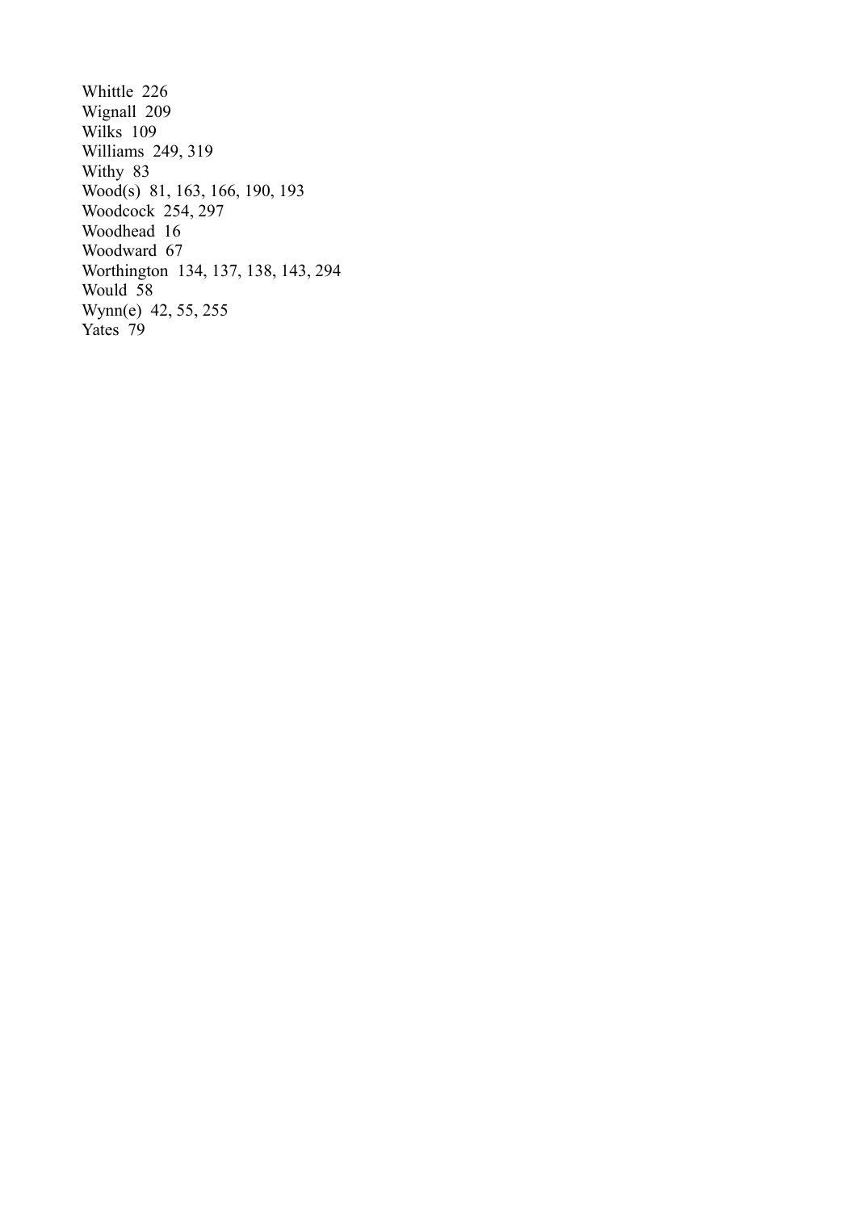Whittle 226
Wignall 209
Wilks 109
Williams 249, 319
Withy 83
Wood(s) 81, 163, 166, 190, 193
Woodcock 254, 297
Woodhead 16
Woodward 67
Worthington 134, 137, 138, 143, 294
Would 58
Wynn(e) 42, 55, 255
Yates 79